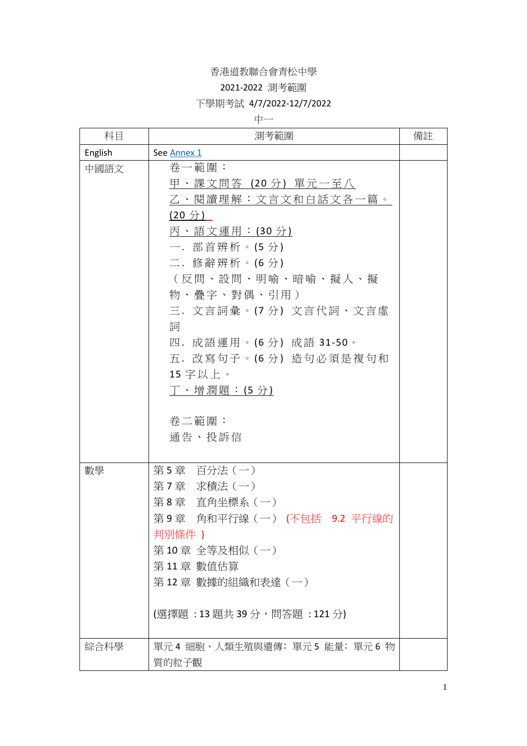香港道教聯合會青松中學

2021-2022 測考範圍

下學期考試 4/7/2022-12/7/2022

中一

| 科目 | 測考範圍 | 備註 |
|---|---|---|
| English | See Annex 1 | |
| 中國語文 | 卷一範圍：<br>甲、課文問答 (20 分) 單元一至八<br>乙、閱讀理解：文言文和白話文各一篇。(20 分)<br>丙、語文運用：(30 分)<br>一. 部首辨析。(5 分)<br>二. 修辭辨析。(6 分)<br>(反問、設問、明喻、暗喻、擬人、擬物、疊字、對偶、引用)<br>三. 文言詞彙。(7 分) 文言代詞、文言虛詞<br>四. 成語運用。(6 分) 成語 31-50。<br>五. 改寫句子。(6 分) 造句必須是複句和 15 字以上。<br>丁、增潤題：(5 分)<br><br>卷二範圍：<br>通告、投訴信 | |
| 數學 | 第 5 章　百分法（一）<br>第 7 章　求積法（一）<br>第 8 章　直角坐標系（一）<br>第 9 章　角和平行線（一） (不包括　9.2 平行線的判別條件 )<br>第 10 章 全等及相似（一）<br>第 11 章 數值估算<br>第 12 章 數據的組織和表達（一）<br><br>(選擇題 : 13 題共 39 分，問答題 : 121 分) | |
| 綜合科學 | 單元 4 細胞、人類生殖與遺傳；單元 5 能量；單元 6 物質的粒子觀 | |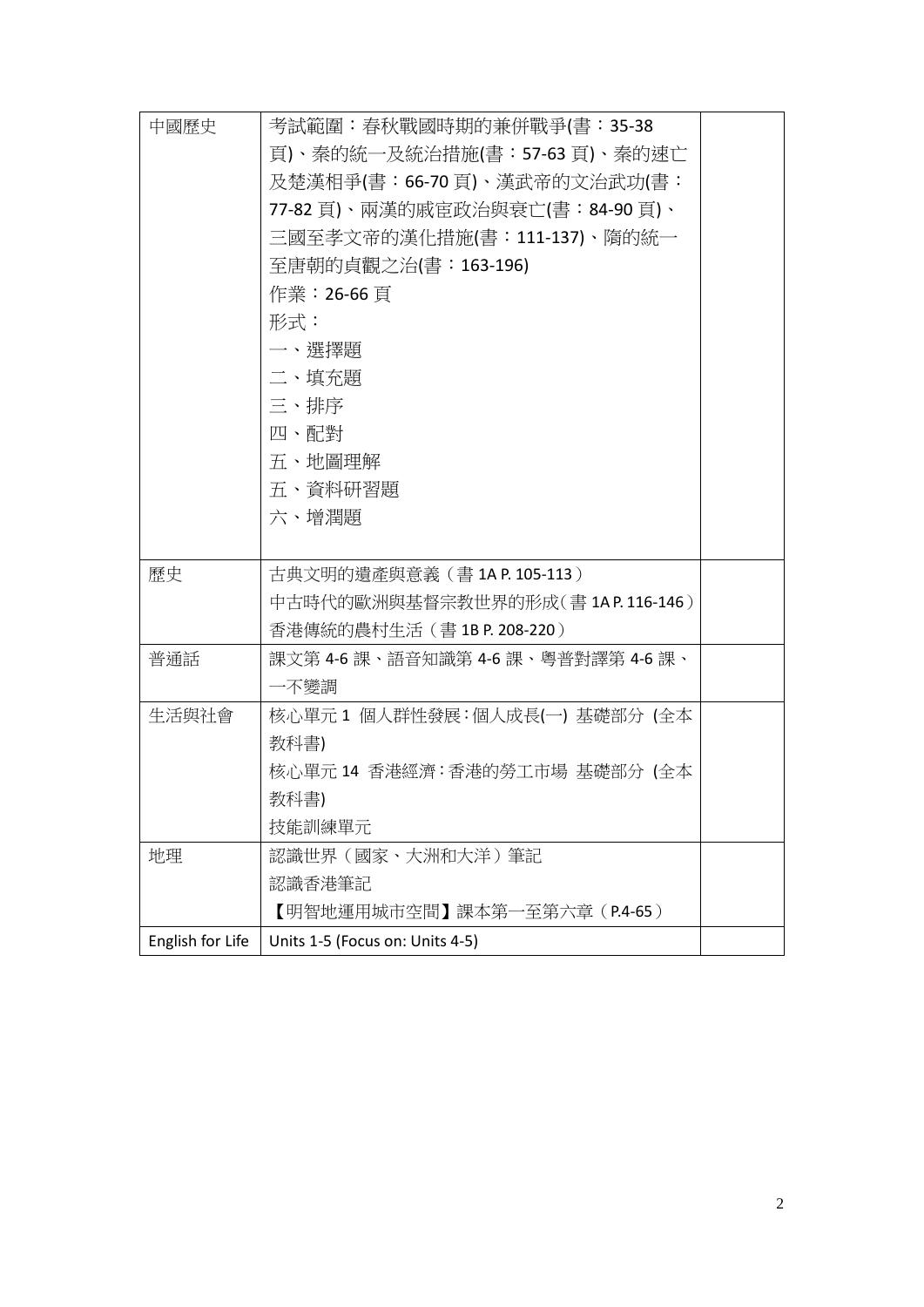| | | |
|---|---|---|
| 中國歷史 | 考試範圍：春秋戰國時期的兼併戰爭(書：35-38 頁)、秦的統一及統治措施(書：57-63 頁)、秦的速亡及楚漢相爭(書：66-70 頁)、漢武帝的文治武功(書：77-82 頁)、兩漢的戚宦政治與衰亡(書：84-90 頁)、三國至孝文帝的漢化措施(書：111-137)、隋的統一至唐朝的貞觀之治(書：163-196)<br>作業：26-66 頁<br>形式：<br>一、選擇題<br>二、填充題<br>三、排序<br>四、配對<br>五、地圖理解<br>五、資料研習題<br>六、增潤題 | |
| 歷史 | 古典文明的遺產與意義（書 1A P. 105-113）<br>中古時代的歐洲與基督宗教世界的形成（書 1A P. 116-146）<br>香港傳統的農村生活（書 1B P. 208-220） | |
| 普通話 | 課文第 4-6 課、語音知識第 4-6 課、粵普對譯第 4-6 課、一不變調 | |
| 生活與社會 | 核心單元 1 個人群性發展：個人成長(一) 基礎部分 (全本教科書)<br>核心單元 14 香港經濟：香港的勞工市場 基礎部分 (全本教科書)<br>技能訓練單元 | |
| 地理 | 認識世界（國家、大洲和大洋）筆記<br>認識香港筆記<br>【明智地運用城市空間】課本第一至第六章（P.4-65） | |
| English for Life | Units 1-5 (Focus on: Units 4-5) | |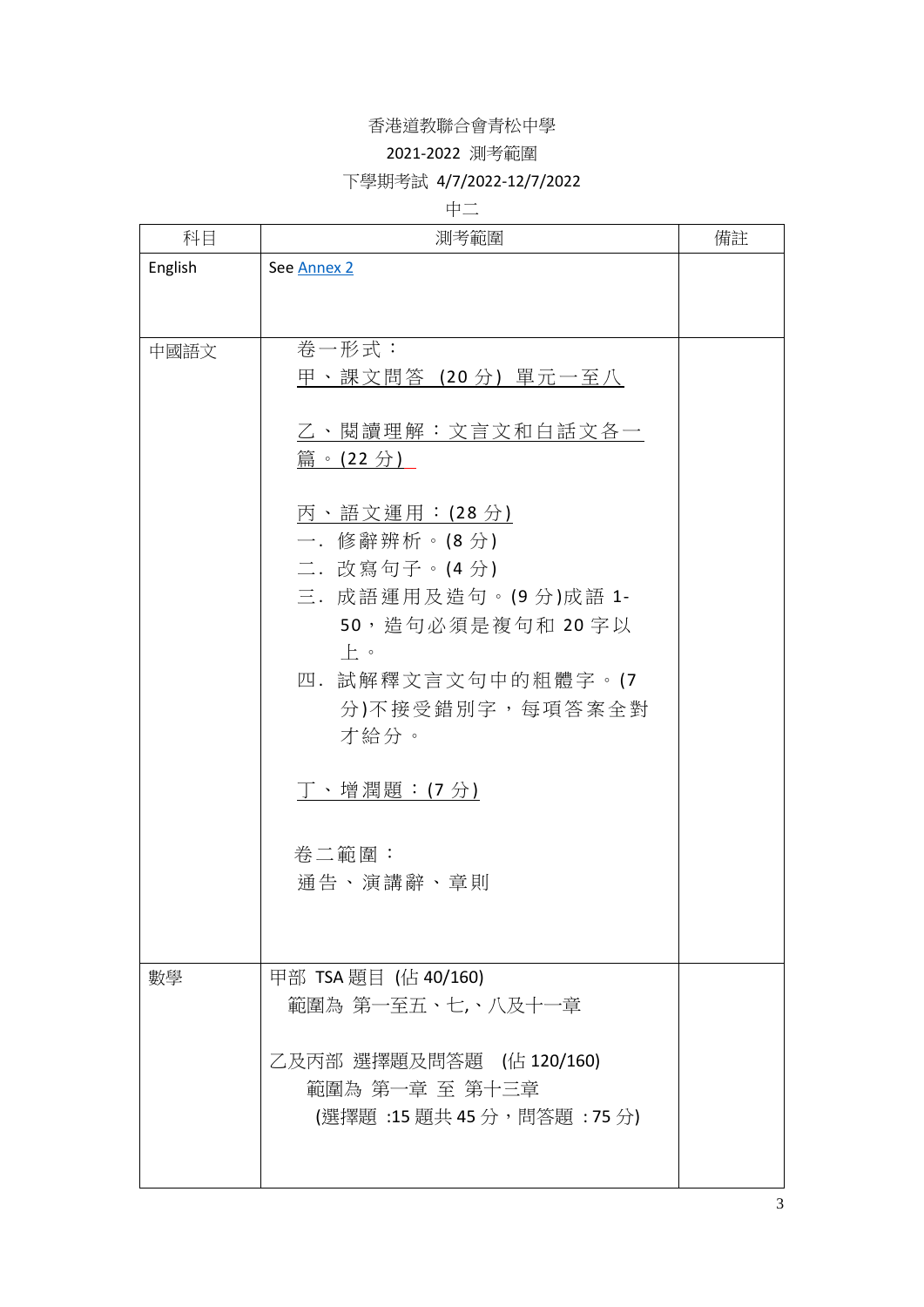香港道教聯合會青松中學

2021-2022 測考範圍

下學期考試 4/7/2022-12/7/2022

中二

| 科目 | 測考範圍 | 備註 |
|---|---|---|
| English | See Annex 2 | |
| 中國語文 | 卷一形式：<br>甲、課文問答 (20 分) 單元一至八<br><br>乙、閱讀理解：文言文和白話文各一篇。(22 分)<br><br>丙、語文運用：(28 分)<br>一. 修辭辨析。(8 分)<br>二. 改寫句子。(4 分)<br>三. 成語運用及造句。(9 分)成語 1-50，造句必須是複句和 20 字以上。<br>四. 試解釋文言文句中的粗體字。(7 分)不接受錯別字，每項答案全對才給分。<br><br>丁、增潤題：(7 分)<br><br>卷二範圍：<br>通告、演講辭、章則 | |
| 數學 | 甲部 TSA 題目 (佔 40/160)<br>範圍為 第一至五、七,、八及十一章<br><br>乙及丙部 選擇題及問答題 (佔 120/160)<br>範圍為 第一章 至 第十三章<br>(選擇題 :15 題共 45 分，問答題 : 75 分) | |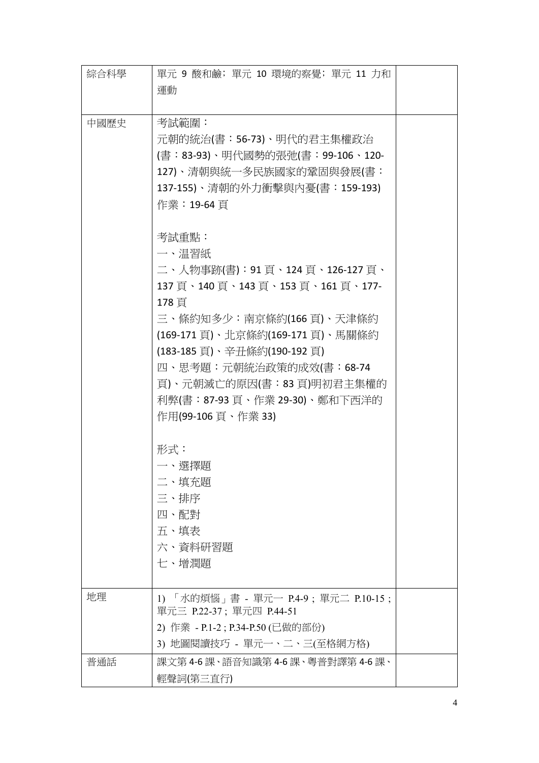| | | |
|---|---|---|
| 綜合科學 | 單元 9 酸和鹼；單元 10 環境的察覺；單元 11 力和運動 | |
| 中國歷史 | 考試範圍：<br>元朝的統治(書：56-73)、明代的君主集權政治(書：83-93)、明代國勢的張弛(書：99-106、120-127)、清朝與統一多民族國家的鞏固與發展(書：137-155)、清朝的外力衝擊與內憂(書：159-193)<br>作業：19-64 頁<br><br>考試重點：<br>一、温習紙<br>二、人物事跡(書)：91 頁、124 頁、126-127 頁、137 頁、140 頁、143 頁、153 頁、161 頁、177-178 頁<br>三、條約知多少：南京條約(166 頁)、天津條約(169-171 頁)、北京條約(169-171 頁)、馬關條約(183-185 頁)、辛丑條約(190-192 頁)<br>四、思考題：元朝統治政策的成效(書：68-74 頁)、元朝滅亡的原因(書：83 頁)明初君主集權的利弊(書：87-93 頁、作業 29-30)、鄭和下西洋的作用(99-106 頁、作業 33)<br><br>形式：<br>一、選擇題<br>二、填充題<br>三、排序<br>四、配對<br>五、填表<br>六、資料研習題<br>七、增潤題 | |
| 地理 | 1) 「水的煩惱」書 - 單元一 P.4-9；單元二 P.10-15；單元三 P.22-37；單元四 P.44-51<br>2) 作業 - P.1-2；P.34-P.50 (已做的部份)<br>3) 地圖閱讀技巧 - 單元一、二、三(至格網方格) | |
| 普通話 | 課文第 4-6 課、語音知識第 4-6 課、粵普對譯第 4-6 課、輕聲詞(第三直行) | |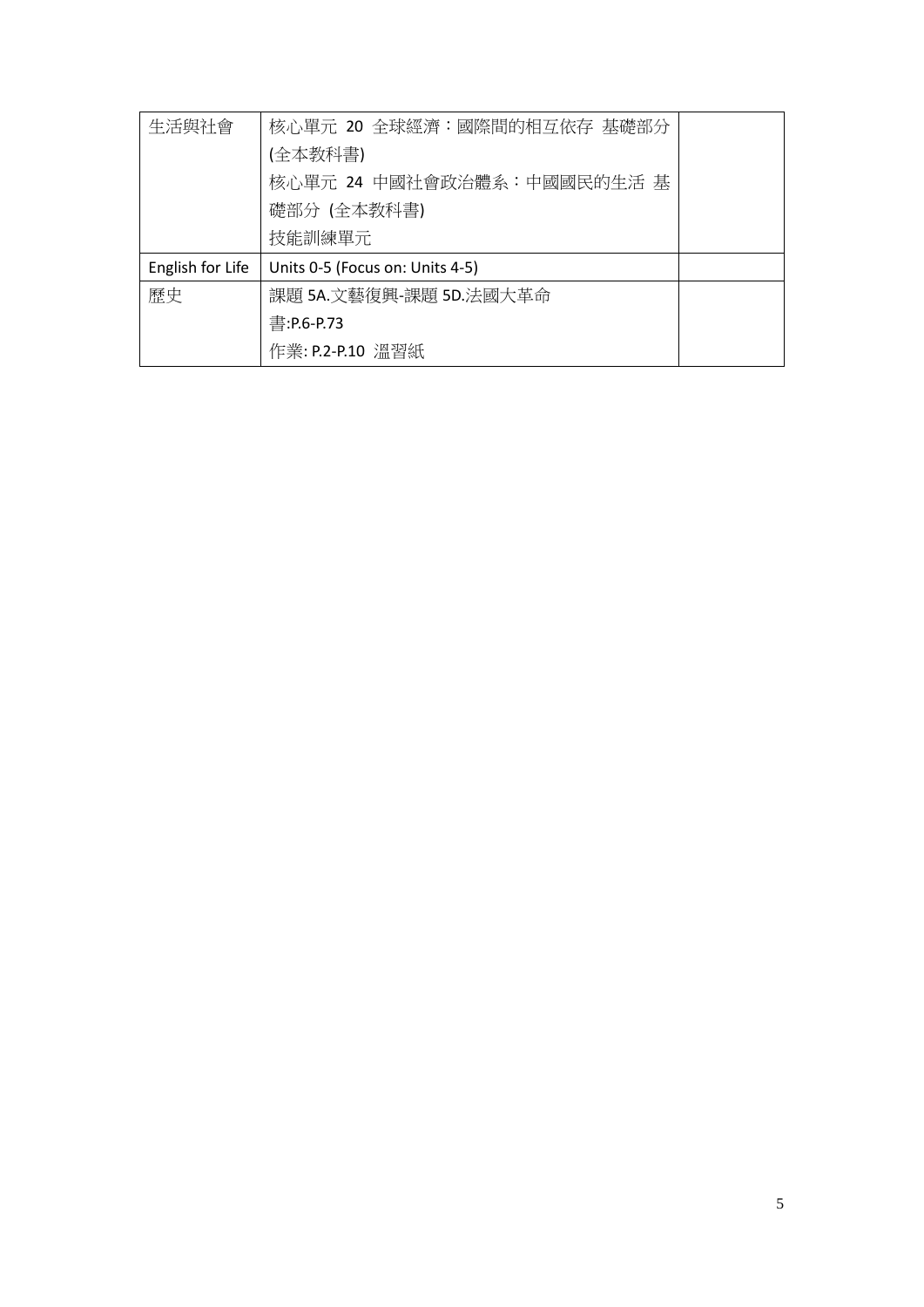| 生活與社會 | 核心單元 20 全球經濟：國際間的相互依存 基礎部分 (全本教科書)<br>核心單元 24 中國社會政治體系：中國國民的生活 基礎部分 (全本教科書)<br>技能訓練單元 | |
|---|---|---|
| English for Life | Units 0-5 (Focus on: Units 4-5) | |
| 歷史 | 課題 5A.文藝復興-課題 5D.法國大革命<br>書:P.6-P.73<br>作業: P.2-P.10 溫習紙 | |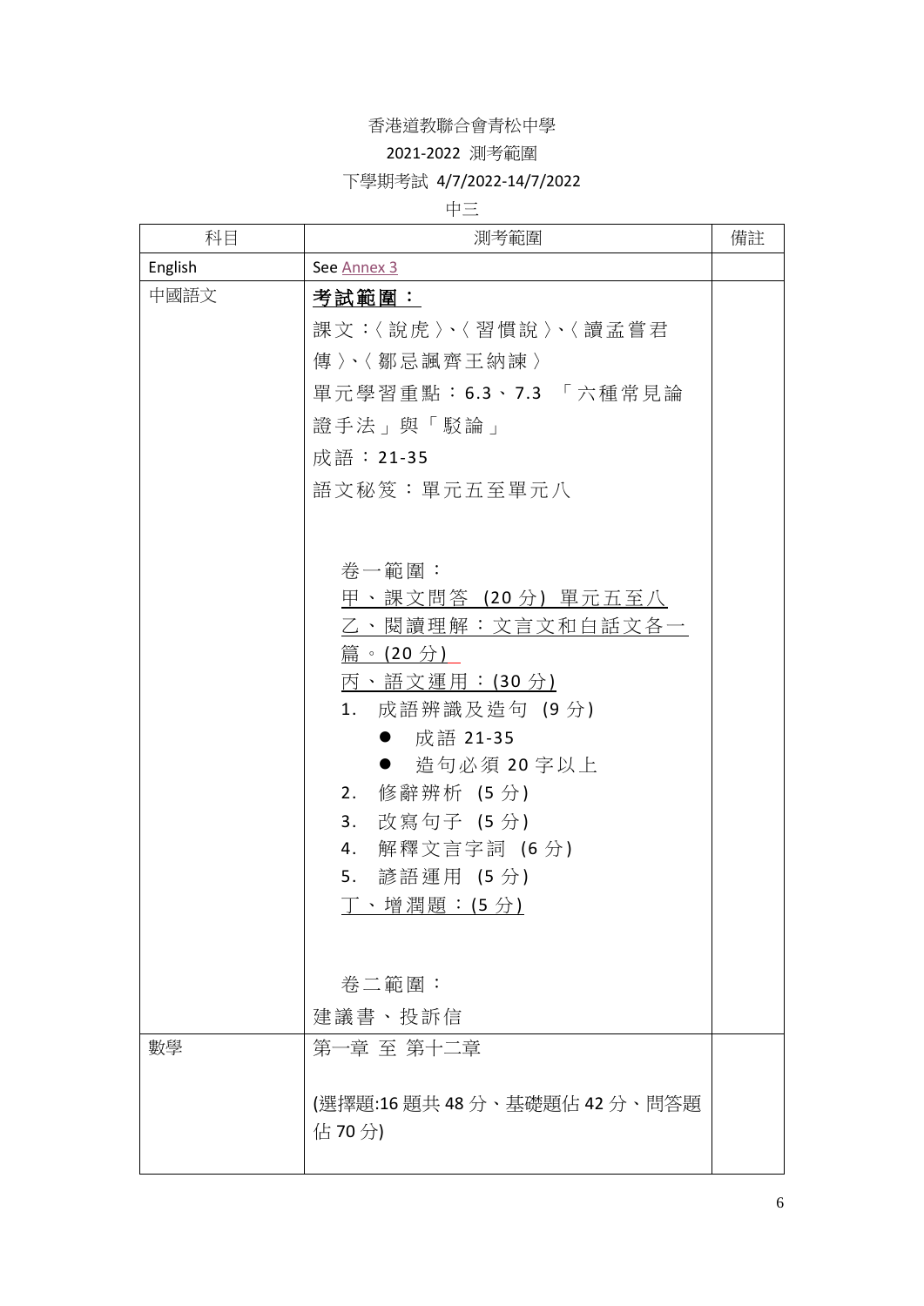香港道教聯合會青松中學

2021-2022 測考範圍

下學期考試 4/7/2022-14/7/2022

中三

| 科目 | 測考範圍 | 備註 |
|---|---|---|
| English | See Annex 3 | |
| 中國語文 | **考試範圍：**<br>課文：〈說虎〉、〈習慣說〉、〈讀孟嘗君傳〉、〈鄒忌諷齊王納諫〉<br>單元學習重點：6.3、7.3 「六種常見論證手法」與「駁論」<br>成語：21-35<br>語文秘笈：單元五至單元八<br><br>卷一範圍：<br>甲、課文問答 (20 分) 單元五至八<br>乙、閱讀理解：文言文和白話文各一篇。(20 分)<br>丙、語文運用：(30 分)<br>1. 成語辨識及造句 (9 分)<br>● 成語 21-35<br>● 造句必須 20 字以上<br>2. 修辭辨析 (5 分)<br>3. 改寫句子 (5 分)<br>4. 解釋文言字詞 (6 分)<br>5. 諺語運用 (5 分)<br>丁、增潤題：(5 分)<br><br>卷二範圍：<br>建議書、投訴信 | |
| 數學 | 第一章 至 第十二章<br><br>(選擇題:16 題共 48 分、基礎題佔 42 分、問答題佔 70 分) | |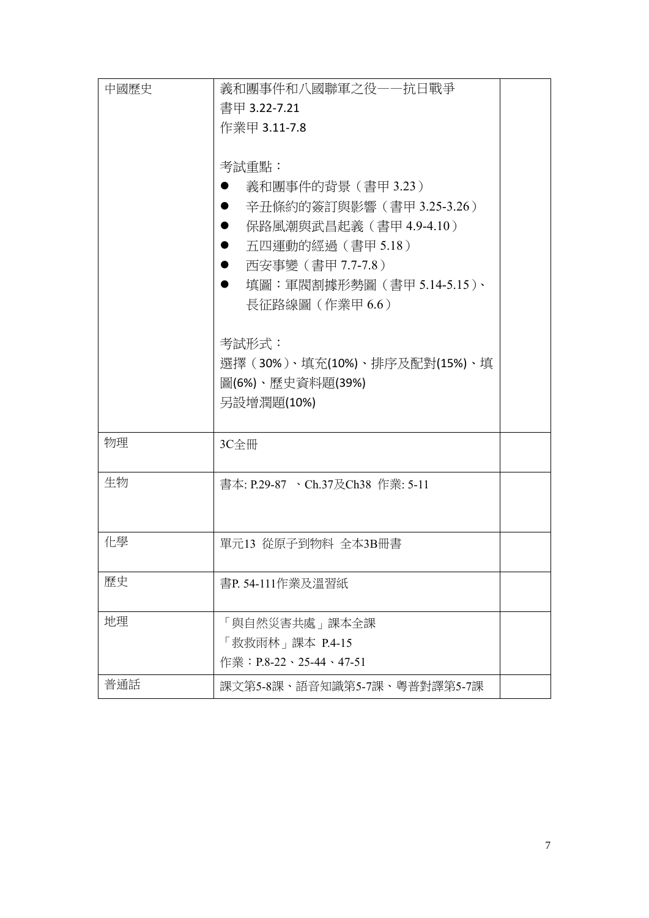| 中國歷史 | 義和團事件和八國聯軍之役——抗日戰爭<br>書甲 3.22-7.21<br>作業甲 3.11-7.8<br><br>考試重點：<br>● 義和團事件的背景（書甲 3.23）<br>● 辛丑條約的簽訂與影響（書甲 3.25-3.26）<br>● 保路風潮與武昌起義（書甲 4.9-4.10）<br>● 五四運動的經過（書甲 5.18）<br>● 西安事變（書甲 7.7-7.8）<br>● 填圖：軍閥割據形勢圖（書甲 5.14-5.15）、長征路線圖（作業甲 6.6）<br><br>考試形式：<br>選擇（30%）、填充(10%)、排序及配對(15%)、填圖(6%)、歷史資料題(39%)<br>另設增潤題(10%) | |
|---|---|---|
| 物理 | 3C全冊 | |
| 生物 | 書本: P.29-87 、Ch.37及Ch38 作業: 5-11 | |
| 化學 | 單元13 從原子到物料 全本3B冊書 | |
| 歷史 | 書P. 54-111作業及溫習紙 | |
| 地理 | 「與自然災害共處」課本全課<br>「救救雨林」課本 P.4-15<br>作業：P.8-22、25-44、47-51 | |
| 普通話 | 課文第5-8課、語音知識第5-7課、粵普對譯第5-7課 | |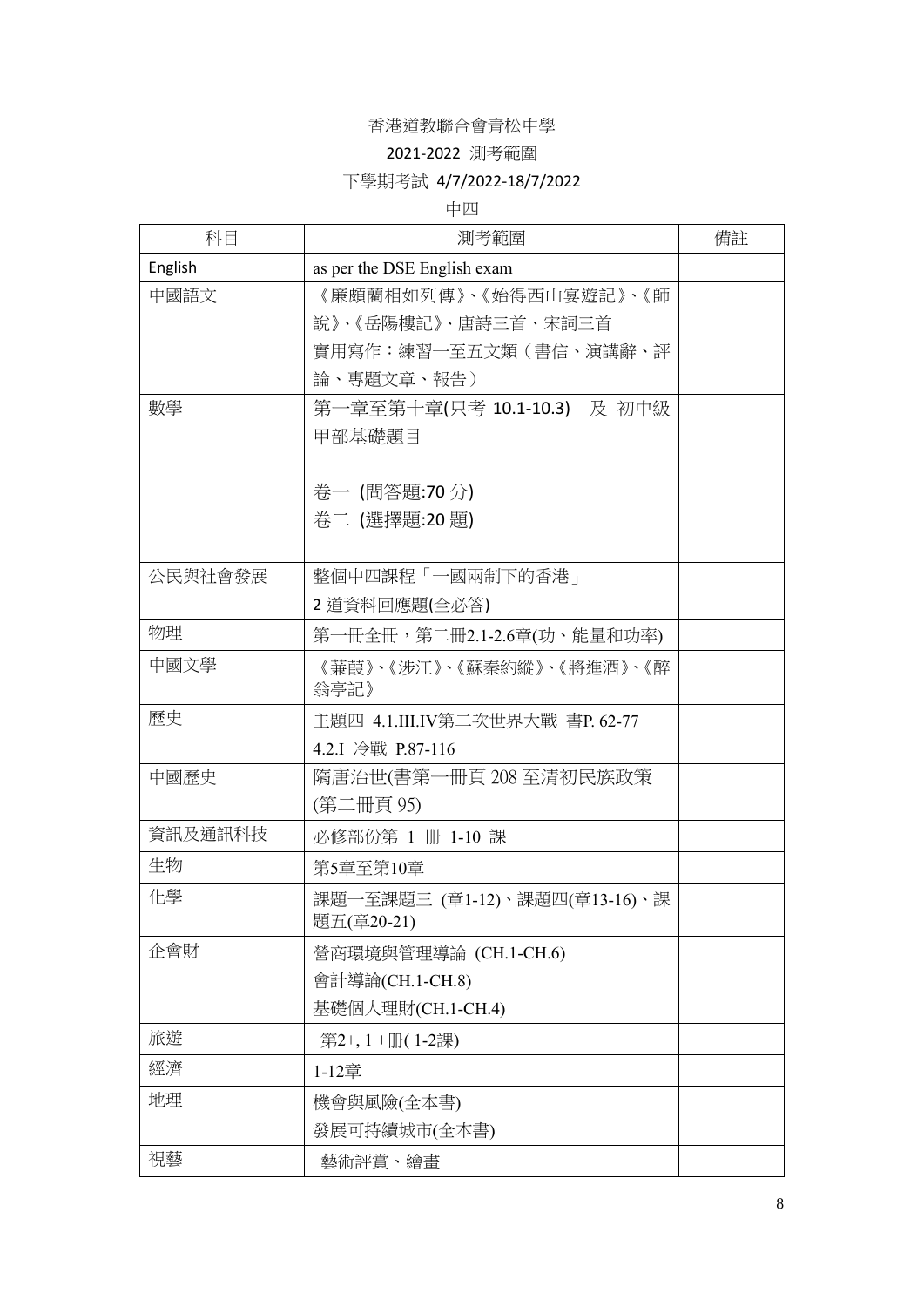# 香港道教聯合會青松中學

## 2021-2022 測考範圍

### 下學期考試 4/7/2022-18/7/2022

### 中四

| 科目 | 測考範圍 | 備註 |
| --- | --- | --- |
| English | as per the DSE English exam | |
| 中國語文 | 《廉頗藺相如列傳》、《始得西山宴遊記》、《師說》、《岳陽樓記》、唐詩三首、宋詞三首<br>實用寫作：練習一至五文類（書信、演講辭、評論、專題文章、報告） | |
| 數學 | 第一章至第十章(只考 10.1-10.3) 及 初中級甲部基礎題目<br><br>卷一 (問答題:70 分)<br>卷二 (選擇題:20 題) | |
| 公民與社會發展 | 整個中四課程「一國兩制下的香港」<br>2 道資料回應題(全必答) | |
| 物理 | 第一冊全冊，第二冊2.1-2.6章(功、能量和功率) | |
| 中國文學 | 《蒹葭》、《涉江》、《蘇秦約縱》、《將進酒》、《醉翁亭記》 | |
| 歷史 | 主題四 4.1.III.IV第二次世界大戰 書P. 62-77<br>4.2.I 冷戰 P.87-116 | |
| 中國歷史 | 隋唐治世(書第一冊頁 208 至清初民族政策(第二冊頁 95) | |
| 資訊及通訊科技 | 必修部份第 1 冊 1-10 課 | |
| 生物 | 第5章至第10章 | |
| 化學 | 課題一至課題三 (章1-12)、課題四(章13-16)、課題五(章20-21) | |
| 企會財 | 營商環境與管理導論 (CH.1-CH.6)<br>會計導論(CH.1-CH.8)<br>基礎個人理財(CH.1-CH.4) | |
| 旅遊 | 第2+, 1 +冊( 1-2課) | |
| 經濟 | 1-12章 | |
| 地理 | 機會與風險(全本書)<br>發展可持續城市(全本書) | |
| 視藝 | 藝術評賞、繪畫 | |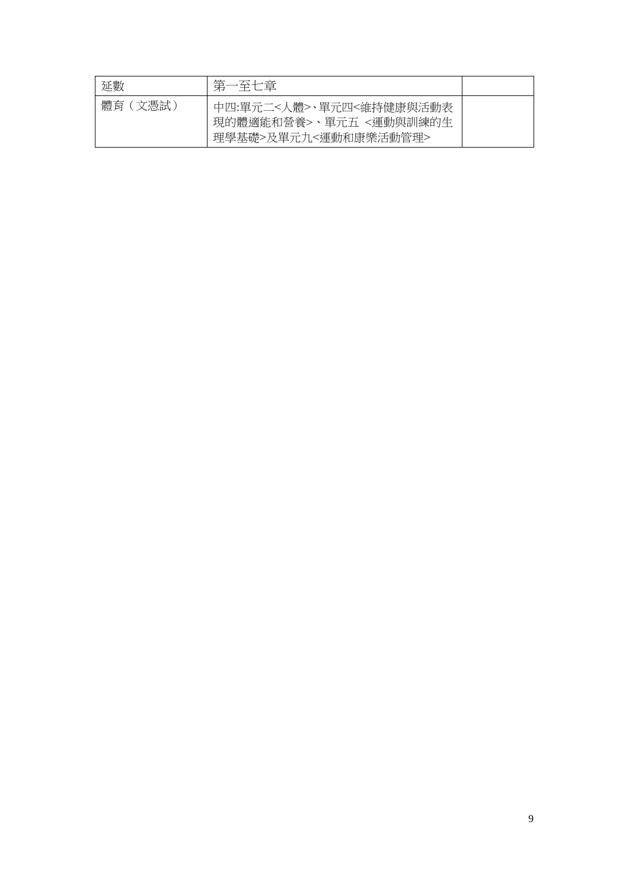| 延數 | 第一至七章 | |
|---|---|---|
| 體育（文憑試） | 中四:單元二<人體>、單元四<維持健康與活動表現的體適能和營養>、單元五 <運動與訓練的生理學基礎>及單元九<運動和康樂活動管理> | |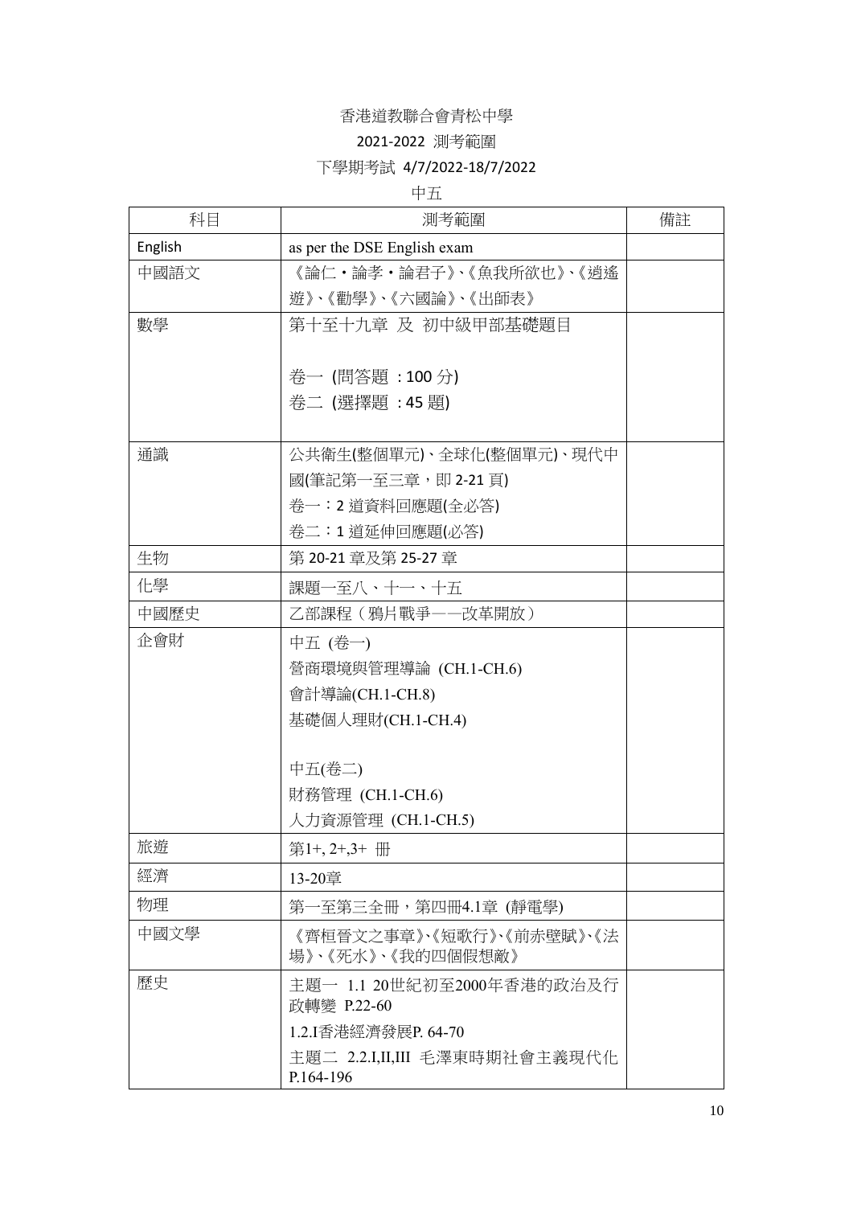# 香港道教聯合會青松中學

## 2021-2022 測考範圍

## 下學期考試 4/7/2022-18/7/2022

### 中五

| 科目 | 測考範圍 | 備註 |
|---|---|---|
| English | as per the DSE English exam | |
| 中國語文 | 《論仁・論孝・論君子》、《魚我所欲也》、《逍遙遊》、《勸學》、《六國論》、《出師表》 | |
| 數學 | 第十至十九章 及 初中級甲部基礎題目<br><br>卷一 (問答題 : 100 分)<br>卷二 (選擇題 : 45 題) | |
| 通識 | 公共衛生(整個單元)、全球化(整個單元)、現代中國(筆記第一至三章，即 2-21 頁)<br>卷一：2 道資料回應題(全必答)<br>卷二：1 道延伸回應題(必答) | |
| 生物 | 第 20-21 章及第 25-27 章 | |
| 化學 | 課題一至八、十一、十五 | |
| 中國歷史 | 乙部課程（鴉片戰爭——改革開放） | |
| 企會財 | 中五 (卷一)<br>營商環境與管理導論 (CH.1-CH.6)<br>會計導論(CH.1-CH.8)<br>基礎個人理財(CH.1-CH.4)<br><br>中五(卷二)<br>財務管理 (CH.1-CH.6)<br>人力資源管理 (CH.1-CH.5) | |
| 旅遊 | 第1+, 2+,3+ 冊 | |
| 經濟 | 13-20章 | |
| 物理 | 第一至第三全冊，第四冊4.1章 (靜電學) | |
| 中國文學 | 《齊桓晉文之事章》、《短歌行》、《前赤壁賦》、《法場》、《死水》、《我的四個假想敵》 | |
| 歷史 | 主題一 1.1 20世紀初至2000年香港的政治及行政轉變 P.22-60<br>1.2.I香港經濟發展P. 64-70<br>主題二 2.2.I,II,III 毛澤東時期社會主義現代化 P.164-196 | |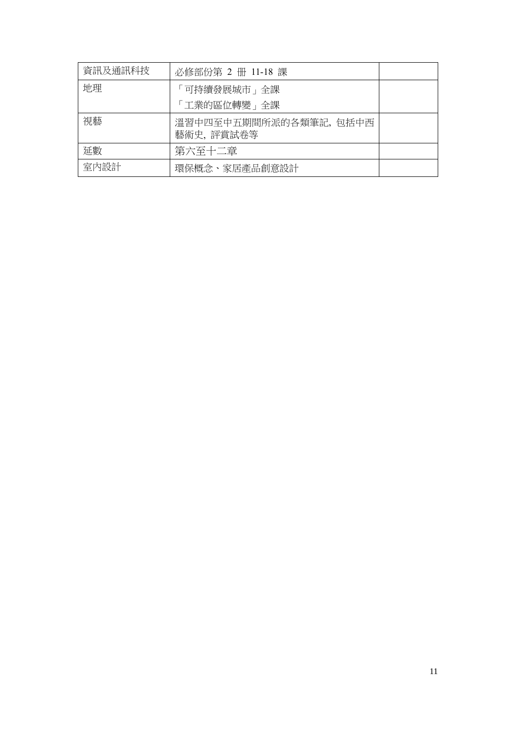| 資訊及通訊科技 | 必修部份第 2 冊 11-18 課 | |
|---|---|---|
| 地理 | 「可持續發展城市」全課<br>「工業的區位轉變」全課 | |
| 視藝 | 溫習中四至中五期間所派的各類筆記, 包括中西藝術史, 評賞試卷等 | |
| 延數 | 第六至十二章 | |
| 室內設計 | 環保概念、家居產品創意設計 | |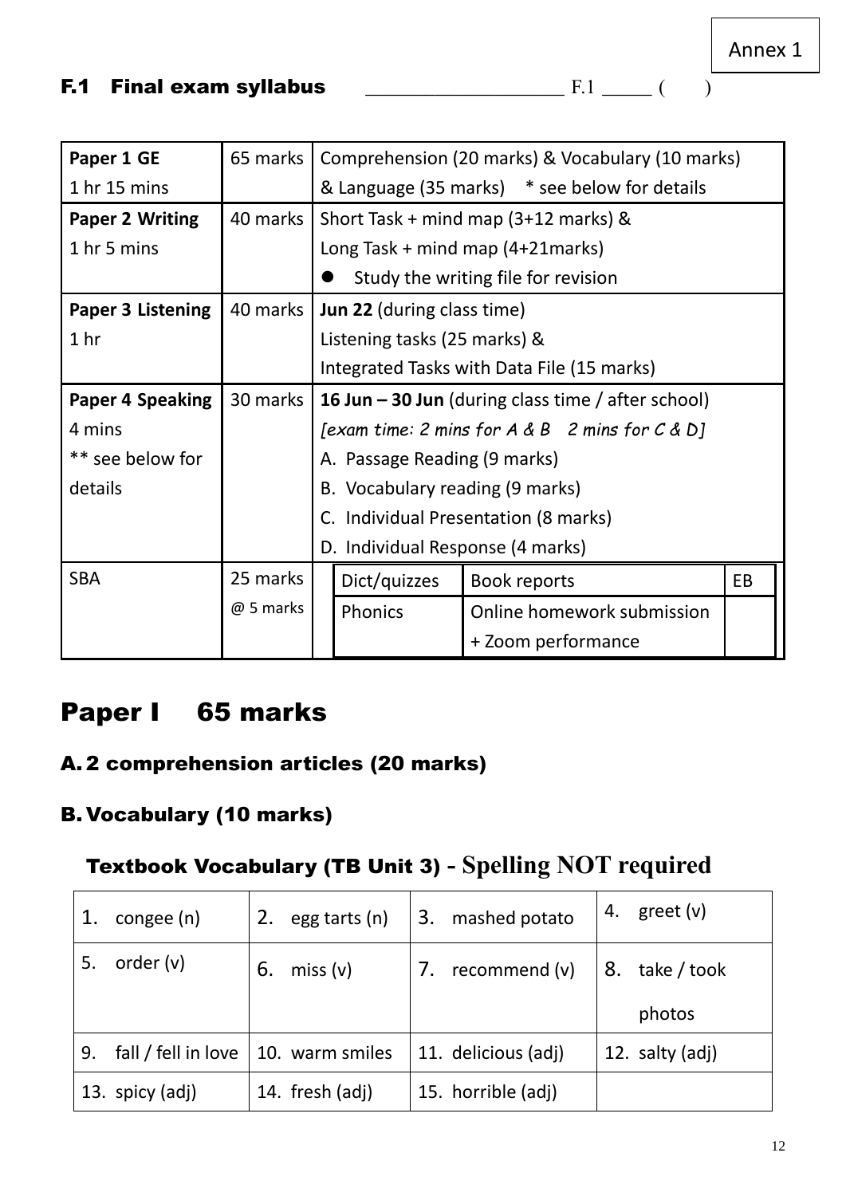Annex 1

## F.1 Final exam syllabus ____________________ F.1 _____ (   )

| | | |
|---|---|---|
| **Paper 1 GE**<br>1 hr 15 mins | 65 marks | Comprehension (20 marks) & Vocabulary (10 marks) & Language (35 marks) * see below for details |
| **Paper 2 Writing**<br>1 hr 5 mins | 40 marks | Short Task + mind map (3+12 marks) &<br>Long Task + mind map (4+21marks)<br>● Study the writing file for revision |
| **Paper 3 Listening**<br>1 hr | 40 marks | **Jun 22** (during class time)<br>Listening tasks (25 marks) &<br>Integrated Tasks with Data File (15 marks) |
| **Paper 4 Speaking**<br>4 mins<br>** see below for details | 30 marks | **16 Jun – 30 Jun** (during class time / after school)<br>*[exam time: 2 mins for A & B 2 mins for C & D]*<br>A. Passage Reading (9 marks)<br>B. Vocabulary reading (9 marks)<br>C. Individual Presentation (8 marks)<br>D. Individual Response (4 marks) |
| SBA | 25 marks<br>@ 5 marks | Dict/quizzes; Book reports; EB; Phonics; Online homework submission + Zoom performance |

# Paper I 65 marks

### A. 2 comprehension articles (20 marks)

### B. Vocabulary (10 marks)

### Textbook Vocabulary (TB Unit 3) - Spelling NOT required

| | | | |
|---|---|---|---|
| 1. congee (n) | 2. egg tarts (n) | 3. mashed potato | 4. greet (v) |
| 5. order (v) | 6. miss (v) | 7. recommend (v) | 8. take / took photos |
| 9. fall / fell in love | 10. warm smiles | 11. delicious (adj) | 12. salty (adj) |
| 13. spicy (adj) | 14. fresh (adj) | 15. horrible (adj) | |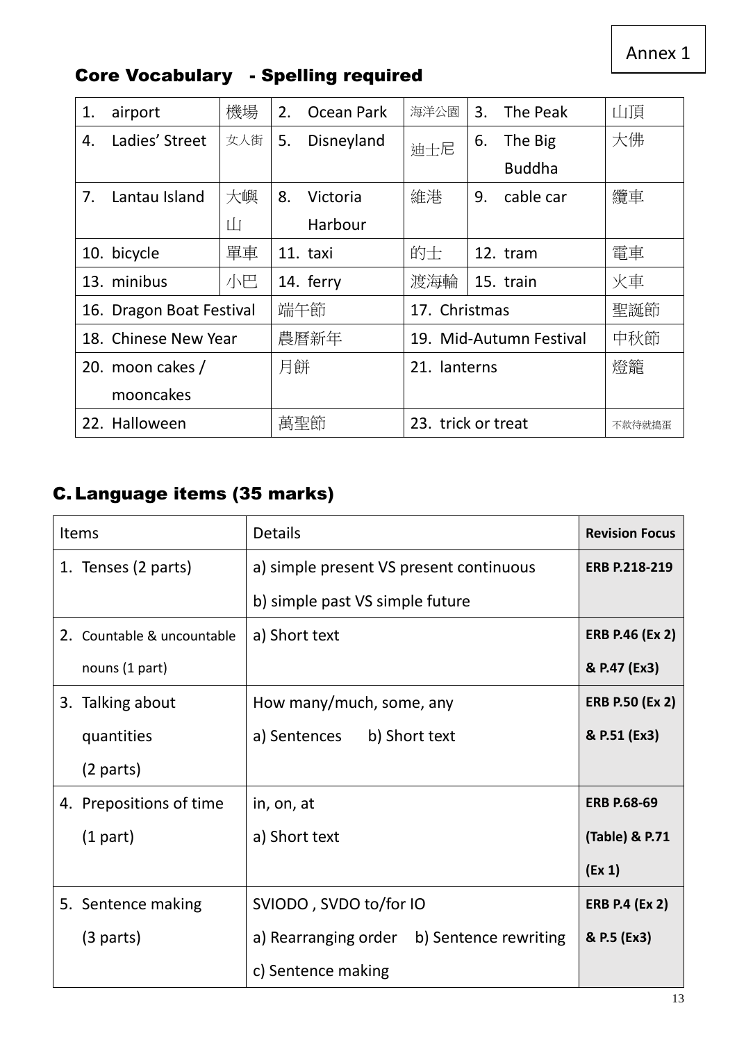Annex 1

## Core Vocabulary - Spelling required

| | | | | | |
|---|---|---|---|---|---|
| 1. airport | 機場 | 2. Ocean Park | 海洋公園 | 3. The Peak | 山頂 |
| 4. Ladies' Street | 女人街 | 5. Disneyland | 迪士尼 | 6. The Big Buddha | 大佛 |
| 7. Lantau Island | 大嶼山 | 8. Victoria Harbour | 維港 | 9. cable car | 纜車 |
| 10. bicycle | 單車 | 11. taxi | 的士 | 12. tram | 電車 |
| 13. minibus | 小巴 | 14. ferry | 渡海輪 | 15. train | 火車 |
| 16. Dragon Boat Festival | | 端午節 | 17. Christmas | | 聖誕節 |
| 18. Chinese New Year | | 農曆新年 | 19. Mid-Autumn Festival | | 中秋節 |
| 20. moon cakes / mooncakes | | 月餅 | 21. lanterns | | 燈籠 |
| 22. Halloween | | 萬聖節 | 23. trick or treat | | 不款待就搗蛋 |

## C. Language items (35 marks)

| Items | Details | Revision Focus |
|---|---|---|
| 1. Tenses (2 parts) | a) simple present VS present continuous<br>b) simple past VS simple future | **ERB P.218-219** |
| 2. Countable & uncountable nouns (1 part) | a) Short text | **ERB P.46 (Ex 2) & P.47 (Ex3)** |
| 3. Talking about quantities (2 parts) | How many/much, some, any<br>a) Sentences b) Short text | **ERB P.50 (Ex 2) & P.51 (Ex3)** |
| 4. Prepositions of time (1 part) | in, on, at<br>a) Short text | **ERB P.68-69 (Table) & P.71 (Ex 1)** |
| 5. Sentence making (3 parts) | SVIODO , SVDO to/for IO<br>a) Rearranging order b) Sentence rewriting<br>c) Sentence making | **ERB P.4 (Ex 2) & P.5 (Ex3)** |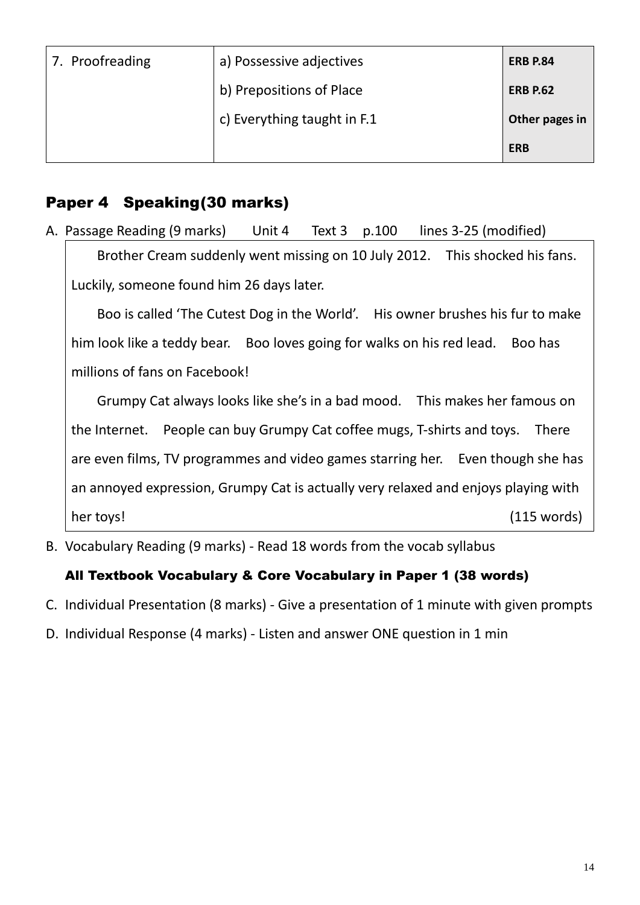| 7. Proofreading | a) Possessive adjectives | **ERB P.84** |
|---|---|---|
| | b) Prepositions of Place | **ERB P.62** |
| | c) Everything taught in F.1 | **Other pages in ERB** |

## Paper 4 Speaking(30 marks)

A. Passage Reading (9 marks) Unit 4 Text 3 p.100 lines 3-25 (modified)

> Brother Cream suddenly went missing on 10 July 2012. This shocked his fans. Luckily, someone found him 26 days later.
>
> Boo is called 'The Cutest Dog in the World'. His owner brushes his fur to make him look like a teddy bear. Boo loves going for walks on his red lead. Boo has millions of fans on Facebook!
>
> Grumpy Cat always looks like she's in a bad mood. This makes her famous on the Internet. People can buy Grumpy Cat coffee mugs, T-shirts and toys. There are even films, TV programmes and video games starring her. Even though she has an annoyed expression, Grumpy Cat is actually very relaxed and enjoys playing with her toys! (115 words)

B. Vocabulary Reading (9 marks) - Read 18 words from the vocab syllabus

**All Textbook Vocabulary & Core Vocabulary in Paper 1 (38 words)**

C. Individual Presentation (8 marks) - Give a presentation of 1 minute with given prompts

D. Individual Response (4 marks) - Listen and answer ONE question in 1 min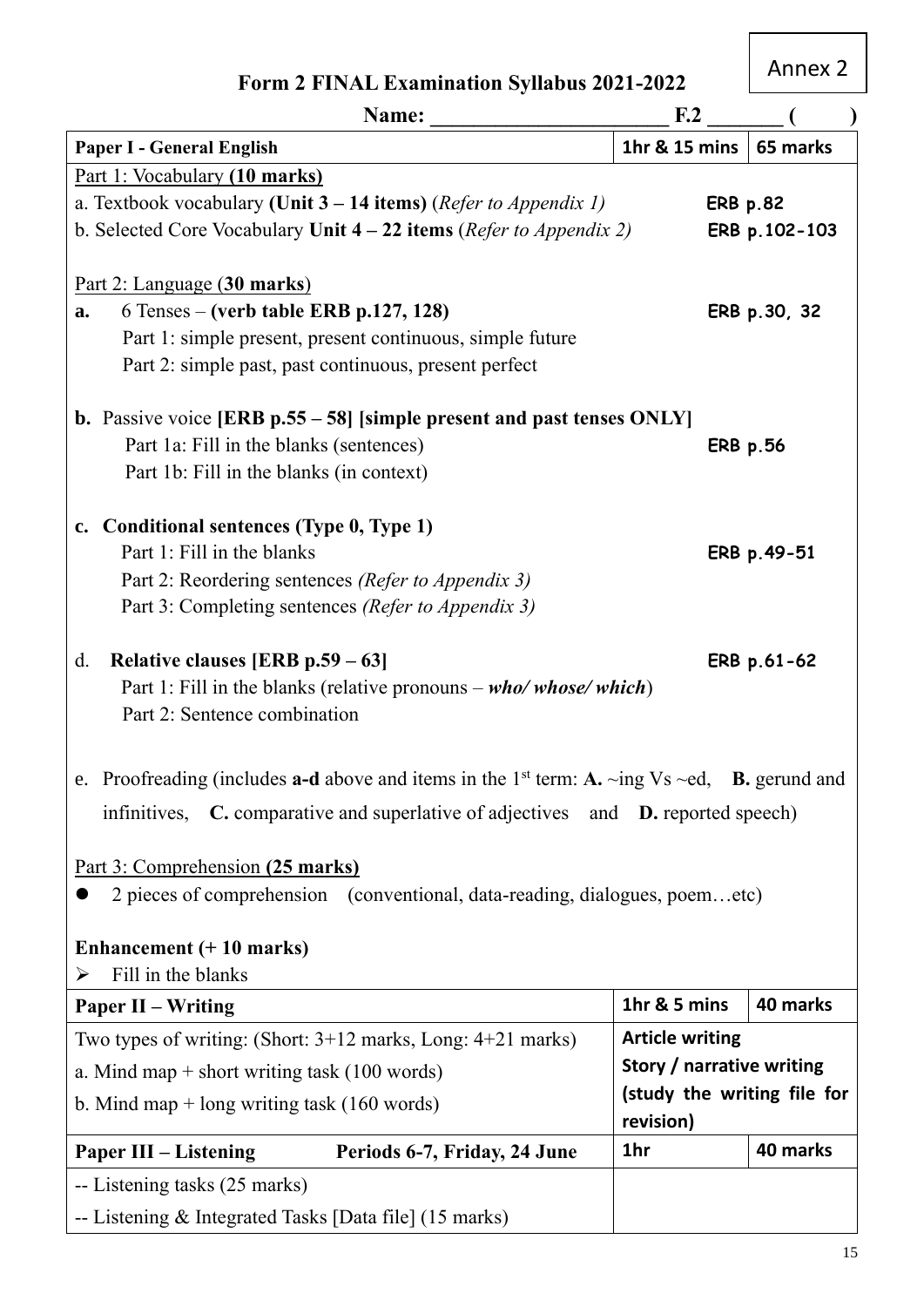Annex 2

# Form 2 FINAL Examination Syllabus 2021-2022

**Name: ______________________ F.2 _______ (    )**

| **Paper I - General English** | **1hr & 15 mins** | **65 marks** |
|---|---|---|
| Part 1: Vocabulary **(10 marks)**<br>a. Textbook vocabulary **(Unit 3 – 14 items)** (*Refer to Appendix 1)* ERB p.82<br>b. Selected Core Vocabulary **Unit 4 – 22 items** (*Refer to Appendix 2)* ERB p.102-103<br><br>Part 2: Language (**30 marks**)<br>**a.** 6 Tenses – **(verb table ERB p.127, 128)** ERB p.30, 32<br>Part 1: simple present, present continuous, simple future<br>Part 2: simple past, past continuous, present perfect<br><br>**b.** Passive voice **[ERB p.55 – 58] [simple present and past tenses ONLY]**<br>Part 1a: Fill in the blanks (sentences) ERB p.56<br>Part 1b: Fill in the blanks (in context)<br><br>**c. Conditional sentences (Type 0, Type 1)**<br>Part 1: Fill in the blanks ERB p.49-51<br>Part 2: Reordering sentences *(Refer to Appendix 3)*<br>Part 3: Completing sentences *(Refer to Appendix 3)*<br><br>d. **Relative clauses [ERB p.59 – 63]** ERB p.61-62<br>Part 1: Fill in the blanks (relative pronouns – ***who/ whose/ which***)<br>Part 2: Sentence combination<br><br>e. Proofreading (includes **a-d** above and items in the 1st term: **A.** ~ing Vs ~ed, **B.** gerund and infinitives, **C.** comparative and superlative of adjectives and **D.** reported speech)<br><br>Part 3: Comprehension **(25 marks)**<br>● 2 pieces of comprehension (conventional, data-reading, dialogues, poem…etc)<br><br>**Enhancement (+ 10 marks)**<br>➢ Fill in the blanks | | |
| **Paper II – Writing** | **1hr & 5 mins** | **40 marks** |
| Two types of writing: (Short: 3+12 marks, Long: 4+21 marks)<br>a. Mind map + short writing task (100 words)<br>b. Mind map + long writing task (160 words) | **Article writing**<br>**Story / narrative writing**<br>**(study the writing file for revision)** | |
| **Paper III – Listening** **Periods 6-7, Friday, 24 June** | **1hr** | **40 marks** |
| -- Listening tasks (25 marks)<br>-- Listening & Integrated Tasks [Data file] (15 marks) | | |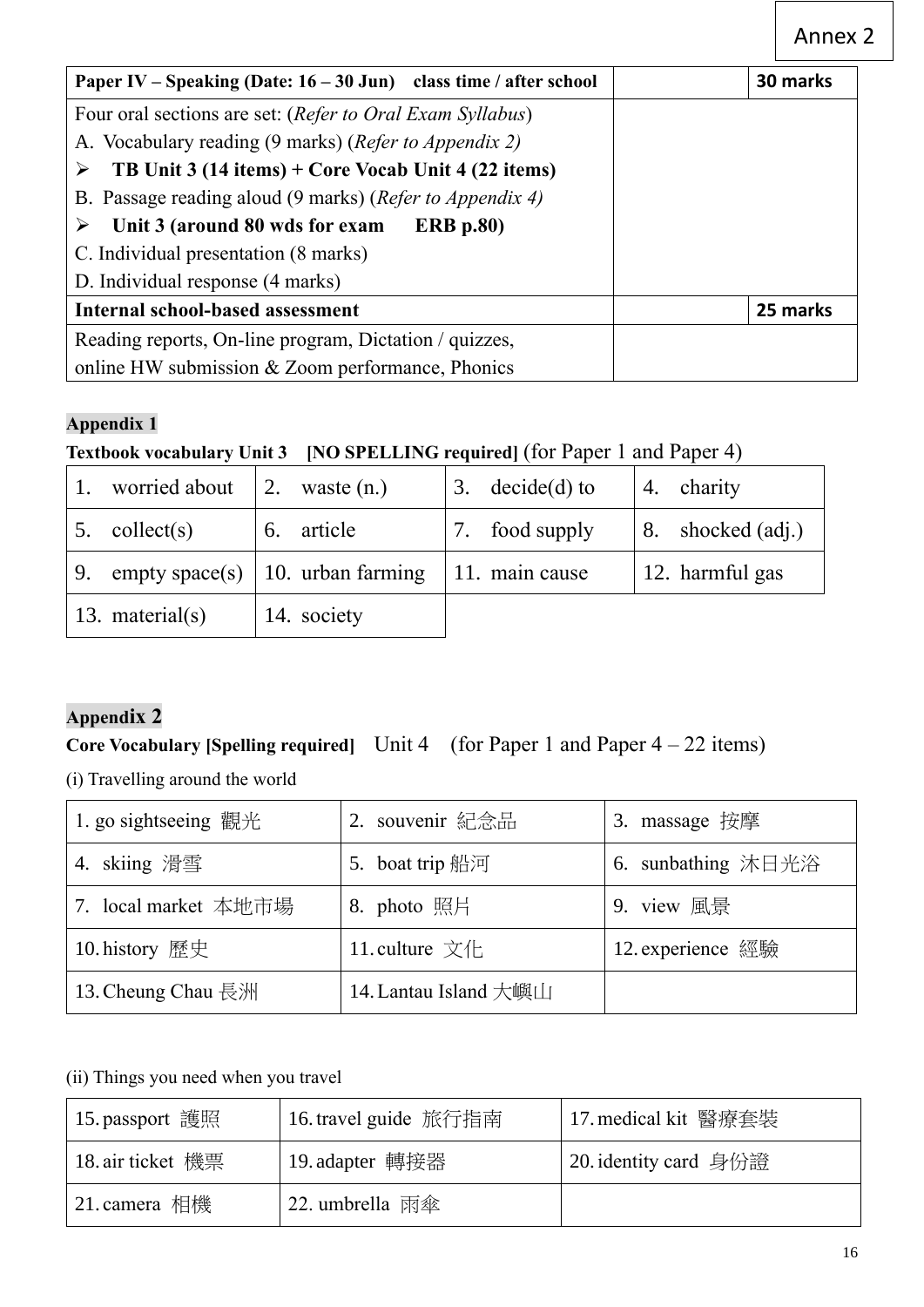Annex 2

| Paper IV – Speaking (Date: 16 – 30 Jun) class time / after school | | 30 marks |
|---|---|---|
| Four oral sections are set: (*Refer to Oral Exam Syllabus*)<br>A. Vocabulary reading (9 marks) (*Refer to Appendix 2)*<br>➢ **TB Unit 3 (14 items) + Core Vocab Unit 4 (22 items)**<br>B. Passage reading aloud (9 marks) (*Refer to Appendix 4)*<br>➢ **Unit 3 (around 80 wds for exam ERB p.80)**<br>C. Individual presentation (8 marks)<br>D. Individual response (4 marks) | | |
| **Internal school-based assessment** | | **25 marks** |
| Reading reports, On-line program, Dictation / quizzes,<br>online HW submission & Zoom performance, Phonics | | |

**Appendix 1**

**Textbook vocabulary Unit 3 [NO SPELLING required]** (for Paper 1 and Paper 4)

| | | | |
|---|---|---|---|
| 1. worried about | 2. waste (n.) | 3. decide(d) to | 4. charity |
| 5. collect(s) | 6. article | 7. food supply | 8. shocked (adj.) |
| 9. empty space(s) | 10. urban farming | 11. main cause | 12. harmful gas |
| 13. material(s) | 14. society | | |

**Appendix 2**

**Core Vocabulary [Spelling required]** Unit 4 (for Paper 1 and Paper 4 – 22 items)

(i) Travelling around the world

| | | |
|---|---|---|
| 1. go sightseeing 觀光 | 2. souvenir 紀念品 | 3. massage 按摩 |
| 4. skiing 滑雪 | 5. boat trip 船河 | 6. sunbathing 沐日光浴 |
| 7. local market 本地市場 | 8. photo 照片 | 9. view 風景 |
| 10. history 歷史 | 11. culture 文化 | 12. experience 經驗 |
| 13. Cheung Chau 長洲 | 14. Lantau Island 大嶼山 | |

(ii) Things you need when you travel

| | | |
|---|---|---|
| 15. passport 護照 | 16. travel guide 旅行指南 | 17. medical kit 醫療套裝 |
| 18. air ticket 機票 | 19. adapter 轉接器 | 20. identity card 身份證 |
| 21. camera 相機 | 22. umbrella 雨傘 | |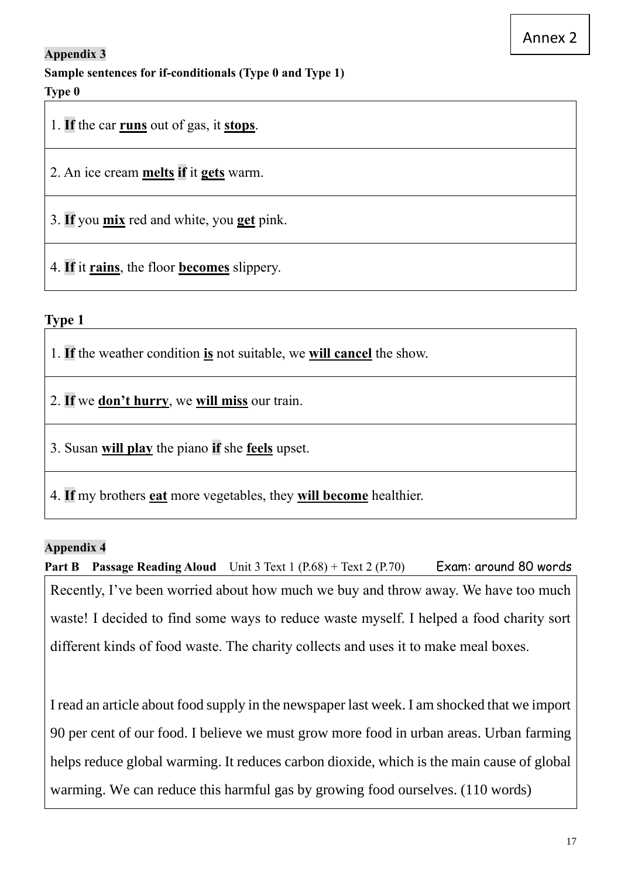Annex 2

**Appendix 3**

**Sample sentences for if-conditionals (Type 0 and Type 1)**

**Type 0**

| |
|---|
| 1. **If** the car **runs** out of gas, it **stops**. |
| 2. An ice cream **melts** **if** it **gets** warm. |
| 3. **If** you **mix** red and white, you **get** pink. |
| 4. **If** it **rains**, the floor **becomes** slippery. |

**Type 1**

| |
|---|
| 1. **If** the weather condition **is** not suitable, we **will cancel** the show. |
| 2. **If** we **don't hurry**, we **will miss** our train. |
| 3. Susan **will play** the piano **if** she **feels** upset. |
| 4. **If** my brothers **eat** more vegetables, they **will become** healthier. |

**Appendix 4**

**Part B Passage Reading Aloud** Unit 3 Text 1 (P.68) + Text 2 (P.70) Exam: around 80 words

Recently, I've been worried about how much we buy and throw away. We have too much waste! I decided to find some ways to reduce waste myself. I helped a food charity sort different kinds of food waste. The charity collects and uses it to make meal boxes.

I read an article about food supply in the newspaper last week. I am shocked that we import 90 per cent of our food. I believe we must grow more food in urban areas. Urban farming helps reduce global warming. It reduces carbon dioxide, which is the main cause of global warming. We can reduce this harmful gas by growing food ourselves. (110 words)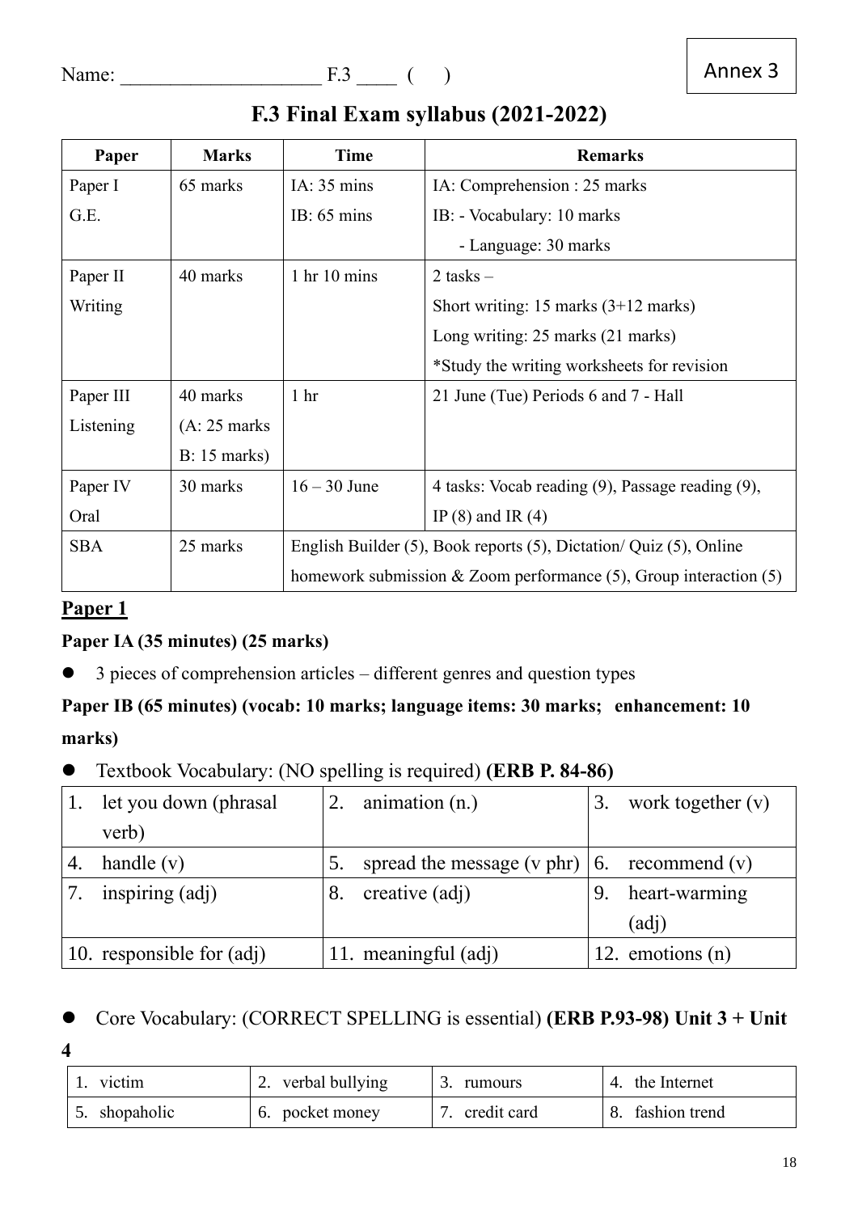Name: ____________________ F.3 ____ (    )

Annex 3

# F.3 Final Exam syllabus (2021-2022)

| Paper | Marks | Time | Remarks |
|---|---|---|---|
| Paper I G.E. | 65 marks | IA: 35 mins<br>IB: 65 mins | IA: Comprehension : 25 marks<br>IB: - Vocabulary: 10 marks<br>- Language: 30 marks |
| Paper II Writing | 40 marks | 1 hr 10 mins | 2 tasks –<br>Short writing: 15 marks (3+12 marks)<br>Long writing: 25 marks (21 marks)<br>*Study the writing worksheets for revision |
| Paper III Listening | 40 marks (A: 25 marks B: 15 marks) | 1 hr | 21 June (Tue) Periods 6 and 7 - Hall |
| Paper IV Oral | 30 marks | 16 – 30 June | 4 tasks: Vocab reading (9), Passage reading (9), IP (8) and IR (4) |
| SBA | 25 marks | English Builder (5), Book reports (5), Dictation/ Quiz (5), Online homework submission & Zoom performance (5), Group interaction (5) | |

## Paper 1

**Paper IA (35 minutes) (25 marks)**

- 3 pieces of comprehension articles – different genres and question types

**Paper IB (65 minutes) (vocab: 10 marks; language items: 30 marks; enhancement: 10 marks)**

- Textbook Vocabulary: (NO spelling is required) **(ERB P. 84-86)**

| | | |
|---|---|---|
| 1. let you down (phrasal verb) | 2. animation (n.) | 3. work together (v) |
| 4. handle (v) | 5. spread the message (v phr) | 6. recommend (v) |
| 7. inspiring (adj) | 8. creative (adj) | 9. heart-warming (adj) |
| 10. responsible for (adj) | 11. meaningful (adj) | 12. emotions (n) |

- Core Vocabulary: (CORRECT SPELLING is essential) **(ERB P.93-98) Unit 3 + Unit 4**

| | | | |
|---|---|---|---|
| 1. victim | 2. verbal bullying | 3. rumours | 4. the Internet |
| 5. shopaholic | 6. pocket money | 7. credit card | 8. fashion trend |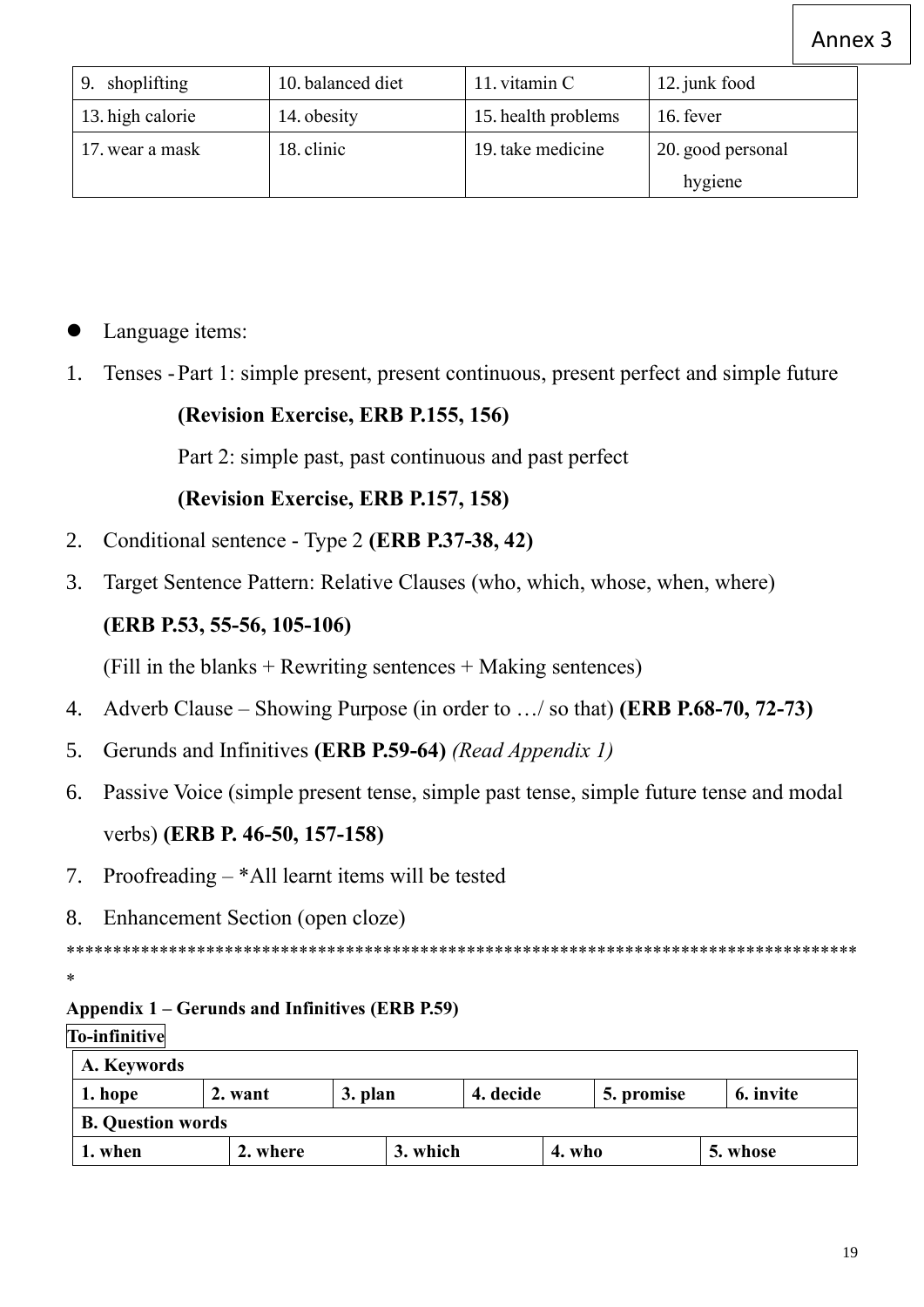Annex 3

| 9. shoplifting | 10. balanced diet | 11. vitamin C | 12. junk food |
|---|---|---|---|
| 13. high calorie | 14. obesity | 15. health problems | 16. fever |
| 17. wear a mask | 18. clinic | 19. take medicine | 20. good personal hygiene |

- Language items:

1. Tenses - Part 1: simple present, present continuous, present perfect and simple future
   **(Revision Exercise, ERB P.155, 156)**
   Part 2: simple past, past continuous and past perfect
   **(Revision Exercise, ERB P.157, 158)**
2. Conditional sentence - Type 2 **(ERB P.37-38, 42)**
3. Target Sentence Pattern: Relative Clauses (who, which, whose, when, where)
   **(ERB P.53, 55-56, 105-106)**
   (Fill in the blanks + Rewriting sentences + Making sentences)
4. Adverb Clause – Showing Purpose (in order to …/ so that) **(ERB P.68-70, 72-73)**
5. Gerunds and Infinitives **(ERB P.59-64)** *(Read Appendix 1)*
6. Passive Voice (simple present tense, simple past tense, simple future tense and modal verbs) **(ERB P. 46-50, 157-158)**
7. Proofreading – *All learnt items will be tested
8. Enhancement Section (open cloze)

************************************************************************************

**Appendix 1 – Gerunds and Infinitives (ERB P.59)**

**To-infinitive**

| **A. Keywords** | | | | | |
|---|---|---|---|---|---|
| **1. hope** | **2. want** | **3. plan** | **4. decide** | **5. promise** | **6. invite** |
| **B. Question words** | | | | | |
| **1. when** | **2. where** | **3. which** | **4. who** | **5. whose** | |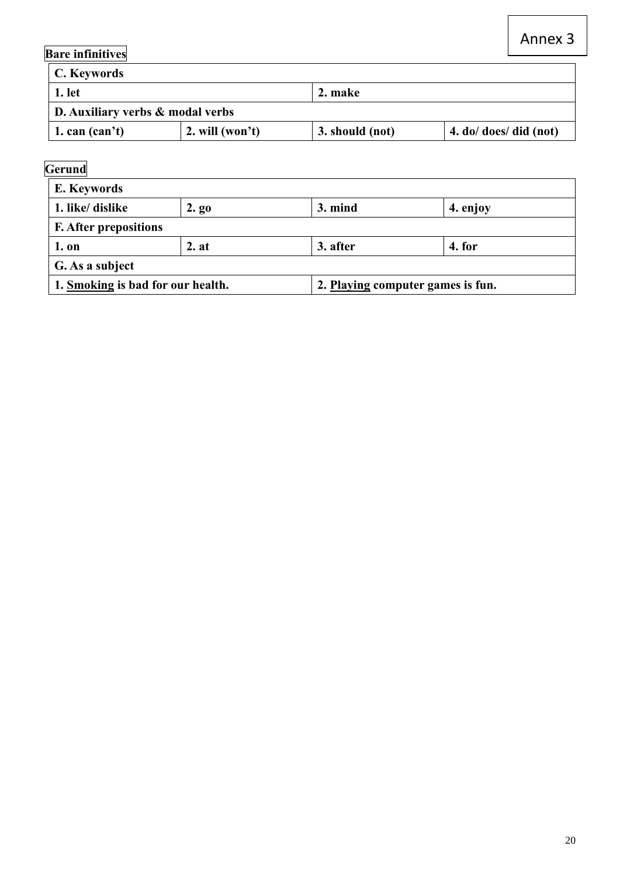Annex 3

**Bare infinitives**

| | | | |
|---|---|---|---|
| **C. Keywords** | | | |
| **1. let** | | **2. make** | |
| **D. Auxiliary verbs & modal verbs** | | | |
| **1. can (can't)** | **2. will (won't)** | **3. should (not)** | **4. do/ does/ did (not)** |

**Gerund**

| | | | |
|---|---|---|---|
| **E. Keywords** | | | |
| **1. like/ dislike** | **2. go** | **3. mind** | **4. enjoy** |
| **F. After prepositions** | | | |
| **1. on** | **2. at** | **3. after** | **4. for** |
| **G. As a subject** | | | |
| **1. <u>Smoking</u> is bad for our health.** | | **2. <u>Playing</u> computer games is fun.** | |